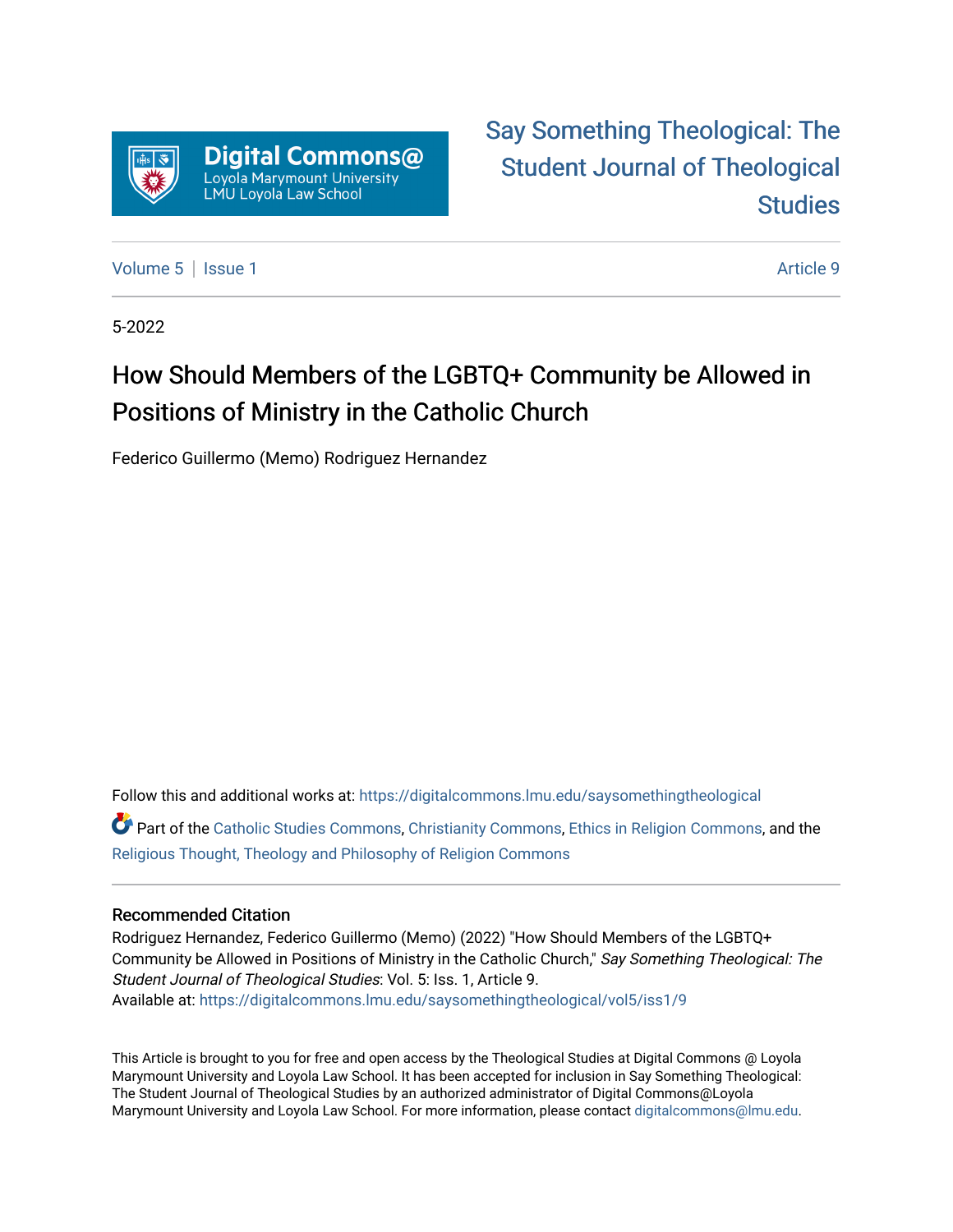Digital Commons@
Loyola Marymount University
LMU Loyola Law School

Say Something Theological: The Student Journal of Theological Studies

Volume 5 | Issue 1 — Article 9

5-2022

# How Should Members of the LGBTQ+ Community be Allowed in Positions of Ministry in the Catholic Church

Federico Guillermo (Memo) Rodriguez Hernandez

Follow this and additional works at: https://digitalcommons.lmu.edu/saysomethingtheological

Part of the Catholic Studies Commons, Christianity Commons, Ethics in Religion Commons, and the Religious Thought, Theology and Philosophy of Religion Commons

## Recommended Citation

Rodriguez Hernandez, Federico Guillermo (Memo) (2022) "How Should Members of the LGBTQ+ Community be Allowed in Positions of Ministry in the Catholic Church," *Say Something Theological: The Student Journal of Theological Studies*: Vol. 5: Iss. 1, Article 9.
Available at: https://digitalcommons.lmu.edu/saysomethingtheological/vol5/iss1/9

This Article is brought to you for free and open access by the Theological Studies at Digital Commons @ Loyola Marymount University and Loyola Law School. It has been accepted for inclusion in Say Something Theological: The Student Journal of Theological Studies by an authorized administrator of Digital Commons@Loyola Marymount University and Loyola Law School. For more information, please contact digitalcommons@lmu.edu.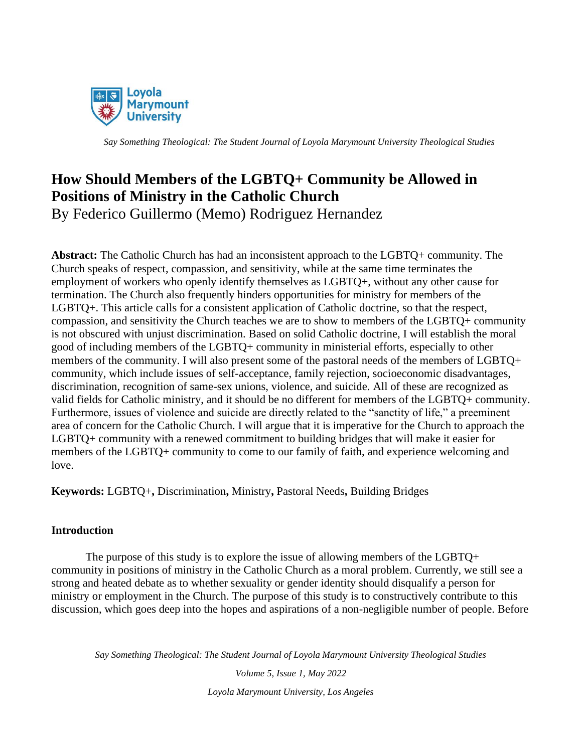# How Should Members of the LGBTQ+ Community be Allowed in Positions of Ministry in the Catholic Church

By Federico Guillermo (Memo) Rodriguez Hernandez

**Abstract:** The Catholic Church has had an inconsistent approach to the LGBTQ+ community. The Church speaks of respect, compassion, and sensitivity, while at the same time terminates the employment of workers who openly identify themselves as LGBTQ+, without any other cause for termination. The Church also frequently hinders opportunities for ministry for members of the LGBTQ+. This article calls for a consistent application of Catholic doctrine, so that the respect, compassion, and sensitivity the Church teaches we are to show to members of the LGBTQ+ community is not obscured with unjust discrimination. Based on solid Catholic doctrine, I will establish the moral good of including members of the LGBTQ+ community in ministerial efforts, especially to other members of the community. I will also present some of the pastoral needs of the members of LGBTQ+ community, which include issues of self-acceptance, family rejection, socioeconomic disadvantages, discrimination, recognition of same-sex unions, violence, and suicide. All of these are recognized as valid fields for Catholic ministry, and it should be no different for members of the LGBTQ+ community. Furthermore, issues of violence and suicide are directly related to the "sanctity of life," a preeminent area of concern for the Catholic Church. I will argue that it is imperative for the Church to approach the LGBTQ+ community with a renewed commitment to building bridges that will make it easier for members of the LGBTQ+ community to come to our family of faith, and experience welcoming and love.

**Keywords:** LGBTQ+**,** Discrimination**,** Ministry**,** Pastoral Needs**,** Building Bridges

## Introduction

The purpose of this study is to explore the issue of allowing members of the LGBTQ+ community in positions of ministry in the Catholic Church as a moral problem. Currently, we still see a strong and heated debate as to whether sexuality or gender identity should disqualify a person for ministry or employment in the Church. The purpose of this study is to constructively contribute to this discussion, which goes deep into the hopes and aspirations of a non-negligible number of people. Before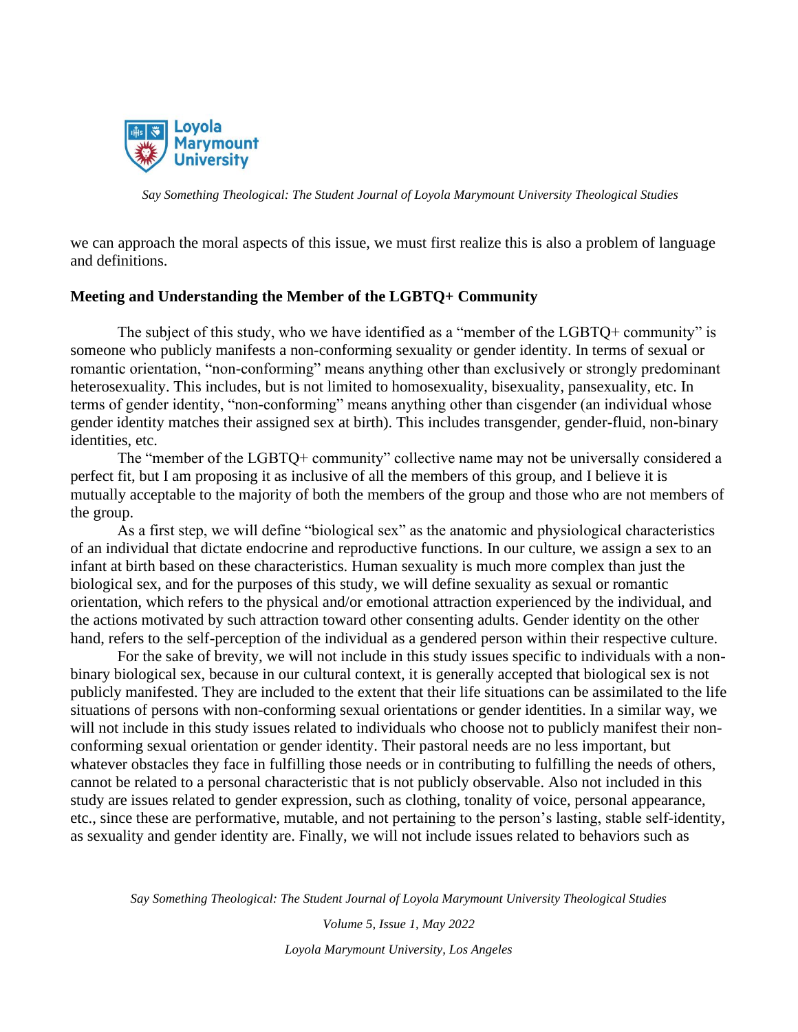we can approach the moral aspects of this issue, we must first realize this is also a problem of language and definitions.

## Meeting and Understanding the Member of the LGBTQ+ Community

The subject of this study, who we have identified as a "member of the LGBTQ+ community" is someone who publicly manifests a non-conforming sexuality or gender identity. In terms of sexual or romantic orientation, "non-conforming" means anything other than exclusively or strongly predominant heterosexuality. This includes, but is not limited to homosexuality, bisexuality, pansexuality, etc. In terms of gender identity, "non-conforming" means anything other than cisgender (an individual whose gender identity matches their assigned sex at birth). This includes transgender, gender-fluid, non-binary identities, etc.

The "member of the LGBTQ+ community" collective name may not be universally considered a perfect fit, but I am proposing it as inclusive of all the members of this group, and I believe it is mutually acceptable to the majority of both the members of the group and those who are not members of the group.

As a first step, we will define "biological sex" as the anatomic and physiological characteristics of an individual that dictate endocrine and reproductive functions. In our culture, we assign a sex to an infant at birth based on these characteristics. Human sexuality is much more complex than just the biological sex, and for the purposes of this study, we will define sexuality as sexual or romantic orientation, which refers to the physical and/or emotional attraction experienced by the individual, and the actions motivated by such attraction toward other consenting adults. Gender identity on the other hand, refers to the self-perception of the individual as a gendered person within their respective culture.

For the sake of brevity, we will not include in this study issues specific to individuals with a non-binary biological sex, because in our cultural context, it is generally accepted that biological sex is not publicly manifested. They are included to the extent that their life situations can be assimilated to the life situations of persons with non-conforming sexual orientations or gender identities. In a similar way, we will not include in this study issues related to individuals who choose not to publicly manifest their non-conforming sexual orientation or gender identity. Their pastoral needs are no less important, but whatever obstacles they face in fulfilling those needs or in contributing to fulfilling the needs of others, cannot be related to a personal characteristic that is not publicly observable. Also not included in this study are issues related to gender expression, such as clothing, tonality of voice, personal appearance, etc., since these are performative, mutable, and not pertaining to the person's lasting, stable self-identity, as sexuality and gender identity are. Finally, we will not include issues related to behaviors such as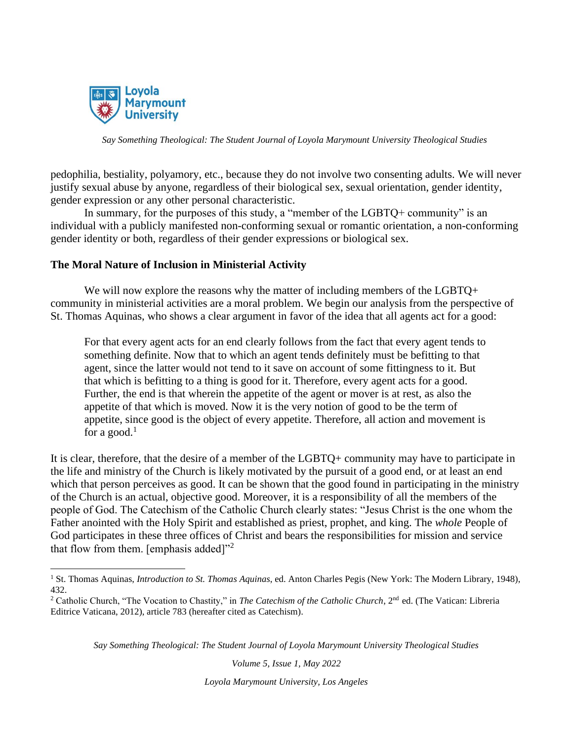pedophilia, bestiality, polyamory, etc., because they do not involve two consenting adults. We will never justify sexual abuse by anyone, regardless of their biological sex, sexual orientation, gender identity, gender expression or any other personal characteristic.

In summary, for the purposes of this study, a "member of the LGBTQ+ community" is an individual with a publicly manifested non-conforming sexual or romantic orientation, a non-conforming gender identity or both, regardless of their gender expressions or biological sex.

## The Moral Nature of Inclusion in Ministerial Activity

We will now explore the reasons why the matter of including members of the LGBTQ+ community in ministerial activities are a moral problem. We begin our analysis from the perspective of St. Thomas Aquinas, who shows a clear argument in favor of the idea that all agents act for a good:

> For that every agent acts for an end clearly follows from the fact that every agent tends to something definite. Now that to which an agent tends definitely must be befitting to that agent, since the latter would not tend to it save on account of some fittingness to it. But that which is befitting to a thing is good for it. Therefore, every agent acts for a good. Further, the end is that wherein the appetite of the agent or mover is at rest, as also the appetite of that which is moved. Now it is the very notion of good to be the term of appetite, since good is the object of every appetite. Therefore, all action and movement is for a good.[1]

It is clear, therefore, that the desire of a member of the LGBTQ+ community may have to participate in the life and ministry of the Church is likely motivated by the pursuit of a good end, or at least an end which that person perceives as good. It can be shown that the good found in participating in the ministry of the Church is an actual, objective good. Moreover, it is a responsibility of all the members of the people of God. The Catechism of the Catholic Church clearly states: "Jesus Christ is the one whom the Father anointed with the Holy Spirit and established as priest, prophet, and king. The *whole* People of God participates in these three offices of Christ and bears the responsibilities for mission and service that flow from them. [emphasis added]"[2]

---

[1] St. Thomas Aquinas, *Introduction to St. Thomas Aquinas*, ed. Anton Charles Pegis (New York: The Modern Library, 1948), 432.

[2] Catholic Church, "The Vocation to Chastity," in *The Catechism of the Catholic Church*, 2nd ed. (The Vatican: Libreria Editrice Vaticana, 2012), article 783 (hereafter cited as Catechism).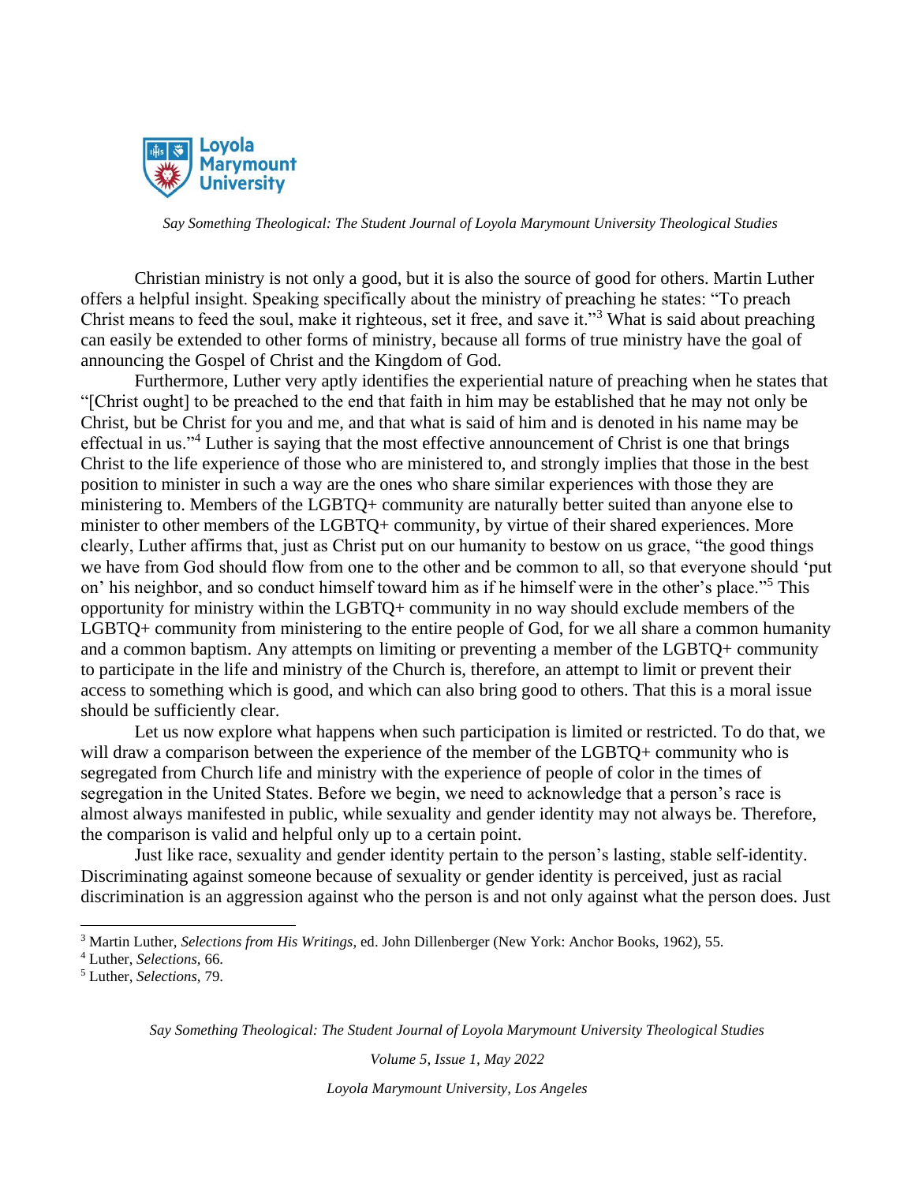Christian ministry is not only a good, but it is also the source of good for others. Martin Luther offers a helpful insight. Speaking specifically about the ministry of preaching he states: "To preach Christ means to feed the soul, make it righteous, set it free, and save it."[3] What is said about preaching can easily be extended to other forms of ministry, because all forms of true ministry have the goal of announcing the Gospel of Christ and the Kingdom of God.

Furthermore, Luther very aptly identifies the experiential nature of preaching when he states that "[Christ ought] to be preached to the end that faith in him may be established that he may not only be Christ, but be Christ for you and me, and that what is said of him and is denoted in his name may be effectual in us."[4] Luther is saying that the most effective announcement of Christ is one that brings Christ to the life experience of those who are ministered to, and strongly implies that those in the best position to minister in such a way are the ones who share similar experiences with those they are ministering to. Members of the LGBTQ+ community are naturally better suited than anyone else to minister to other members of the LGBTQ+ community, by virtue of their shared experiences. More clearly, Luther affirms that, just as Christ put on our humanity to bestow on us grace, "the good things we have from God should flow from one to the other and be common to all, so that everyone should 'put on' his neighbor, and so conduct himself toward him as if he himself were in the other's place."[5] This opportunity for ministry within the LGBTQ+ community in no way should exclude members of the LGBTQ+ community from ministering to the entire people of God, for we all share a common humanity and a common baptism. Any attempts on limiting or preventing a member of the LGBTQ+ community to participate in the life and ministry of the Church is, therefore, an attempt to limit or prevent their access to something which is good, and which can also bring good to others. That this is a moral issue should be sufficiently clear.

Let us now explore what happens when such participation is limited or restricted. To do that, we will draw a comparison between the experience of the member of the LGBTQ+ community who is segregated from Church life and ministry with the experience of people of color in the times of segregation in the United States. Before we begin, we need to acknowledge that a person's race is almost always manifested in public, while sexuality and gender identity may not always be. Therefore, the comparison is valid and helpful only up to a certain point.

Just like race, sexuality and gender identity pertain to the person's lasting, stable self-identity. Discriminating against someone because of sexuality or gender identity is perceived, just as racial discrimination is an aggression against who the person is and not only against what the person does. Just

---

[3] Martin Luther, *Selections from His Writings*, ed. John Dillenberger (New York: Anchor Books, 1962), 55.

[4] Luther, *Selections,* 66.

[5] Luther, *Selections,* 79.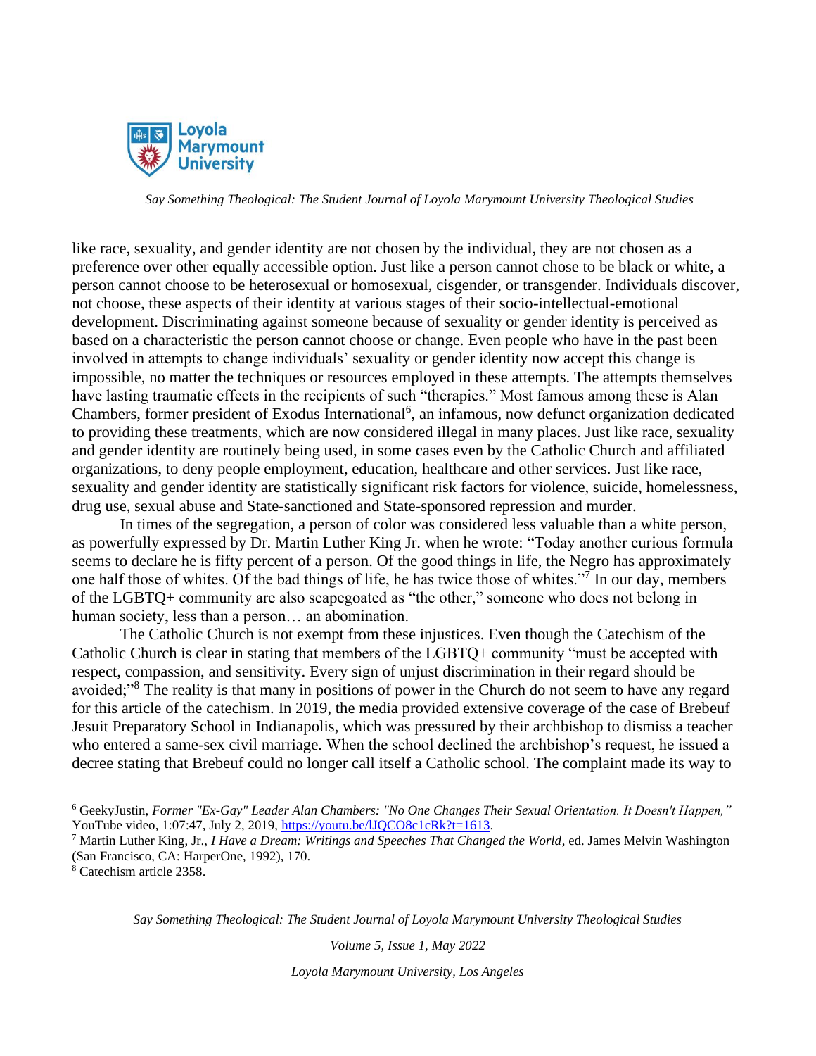like race, sexuality, and gender identity are not chosen by the individual, they are not chosen as a preference over other equally accessible option. Just like a person cannot chose to be black or white, a person cannot choose to be heterosexual or homosexual, cisgender, or transgender. Individuals discover, not choose, these aspects of their identity at various stages of their socio-intellectual-emotional development. Discriminating against someone because of sexuality or gender identity is perceived as based on a characteristic the person cannot choose or change. Even people who have in the past been involved in attempts to change individuals' sexuality or gender identity now accept this change is impossible, no matter the techniques or resources employed in these attempts. The attempts themselves have lasting traumatic effects in the recipients of such "therapies." Most famous among these is Alan Chambers, former president of Exodus International[6], an infamous, now defunct organization dedicated to providing these treatments, which are now considered illegal in many places. Just like race, sexuality and gender identity are routinely being used, in some cases even by the Catholic Church and affiliated organizations, to deny people employment, education, healthcare and other services. Just like race, sexuality and gender identity are statistically significant risk factors for violence, suicide, homelessness, drug use, sexual abuse and State-sanctioned and State-sponsored repression and murder.

In times of the segregation, a person of color was considered less valuable than a white person, as powerfully expressed by Dr. Martin Luther King Jr. when he wrote: "Today another curious formula seems to declare he is fifty percent of a person. Of the good things in life, the Negro has approximately one half those of whites. Of the bad things of life, he has twice those of whites."[7] In our day, members of the LGBTQ+ community are also scapegoated as "the other," someone who does not belong in human society, less than a person… an abomination.

The Catholic Church is not exempt from these injustices. Even though the Catechism of the Catholic Church is clear in stating that members of the LGBTQ+ community "must be accepted with respect, compassion, and sensitivity. Every sign of unjust discrimination in their regard should be avoided;"[8] The reality is that many in positions of power in the Church do not seem to have any regard for this article of the catechism. In 2019, the media provided extensive coverage of the case of Brebeuf Jesuit Preparatory School in Indianapolis, which was pressured by their archbishop to dismiss a teacher who entered a same-sex civil marriage. When the school declined the archbishop's request, he issued a decree stating that Brebeuf could no longer call itself a Catholic school. The complaint made its way to

---

[6] GeekyJustin, *Former "Ex-Gay" Leader Alan Chambers: "No One Changes Their Sexual Orientation. It Doesn't Happen,"* YouTube video, 1:07:47, July 2, 2019, https://youtu.be/lJQCO8c1cRk?t=1613.

[7] Martin Luther King, Jr., *I Have a Dream: Writings and Speeches That Changed the World*, ed. James Melvin Washington (San Francisco, CA: HarperOne, 1992), 170.

[8] Catechism article 2358.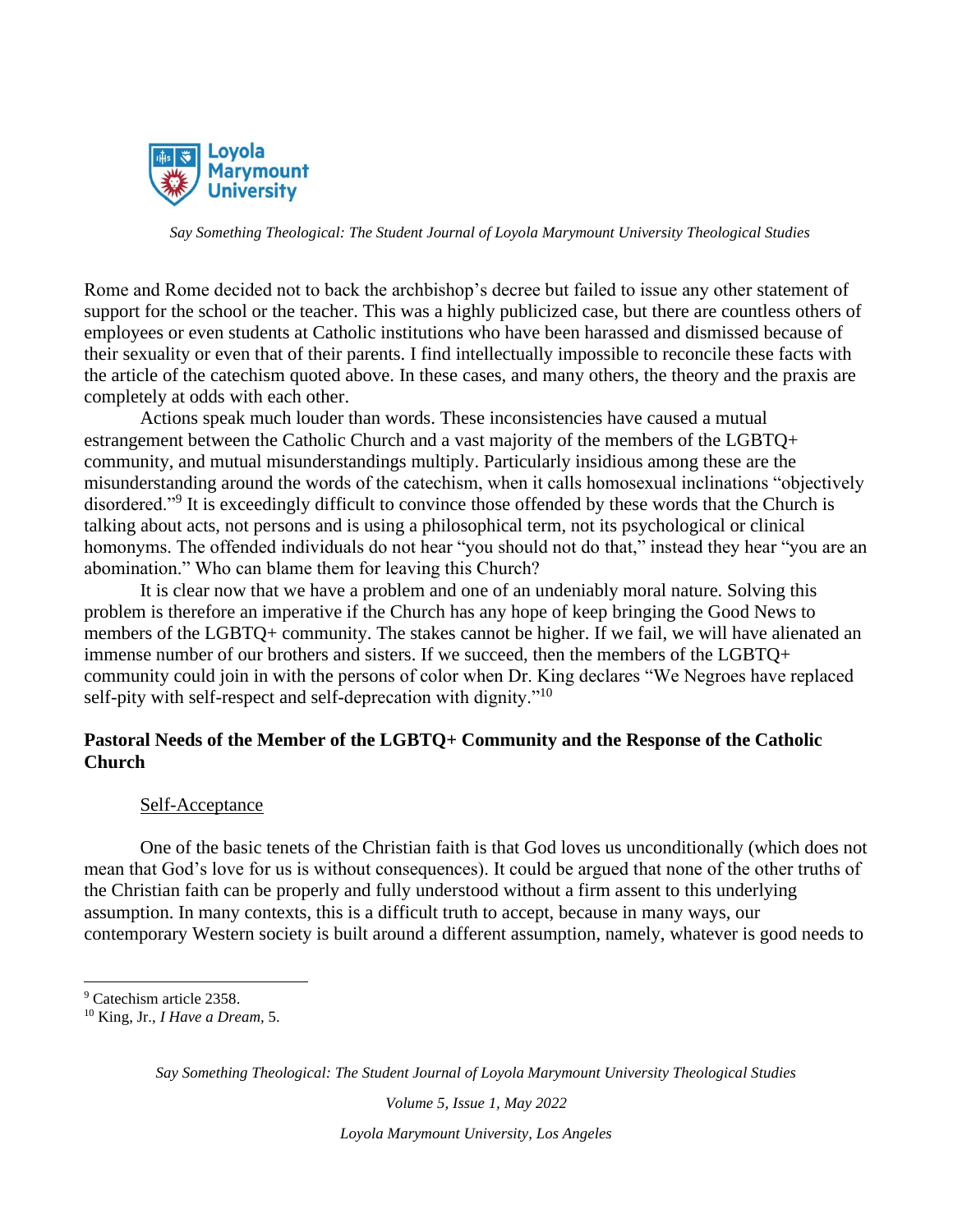Rome and Rome decided not to back the archbishop's decree but failed to issue any other statement of support for the school or the teacher. This was a highly publicized case, but there are countless others of employees or even students at Catholic institutions who have been harassed and dismissed because of their sexuality or even that of their parents. I find intellectually impossible to reconcile these facts with the article of the catechism quoted above. In these cases, and many others, the theory and the praxis are completely at odds with each other.

Actions speak much louder than words. These inconsistencies have caused a mutual estrangement between the Catholic Church and a vast majority of the members of the LGBTQ+ community, and mutual misunderstandings multiply. Particularly insidious among these are the misunderstanding around the words of the catechism, when it calls homosexual inclinations "objectively disordered."[9] It is exceedingly difficult to convince those offended by these words that the Church is talking about acts, not persons and is using a philosophical term, not its psychological or clinical homonyms. The offended individuals do not hear "you should not do that," instead they hear "you are an abomination." Who can blame them for leaving this Church?

It is clear now that we have a problem and one of an undeniably moral nature. Solving this problem is therefore an imperative if the Church has any hope of keep bringing the Good News to members of the LGBTQ+ community. The stakes cannot be higher. If we fail, we will have alienated an immense number of our brothers and sisters. If we succeed, then the members of the LGBTQ+ community could join in with the persons of color when Dr. King declares "We Negroes have replaced self-pity with self-respect and self-deprecation with dignity."[10]

## Pastoral Needs of the Member of the LGBTQ+ Community and the Response of the Catholic Church

### Self-Acceptance

One of the basic tenets of the Christian faith is that God loves us unconditionally (which does not mean that God's love for us is without consequences). It could be argued that none of the other truths of the Christian faith can be properly and fully understood without a firm assent to this underlying assumption. In many contexts, this is a difficult truth to accept, because in many ways, our contemporary Western society is built around a different assumption, namely, whatever is good needs to

---

[9] Catechism article 2358.

[10] King, Jr., *I Have a Dream*, 5.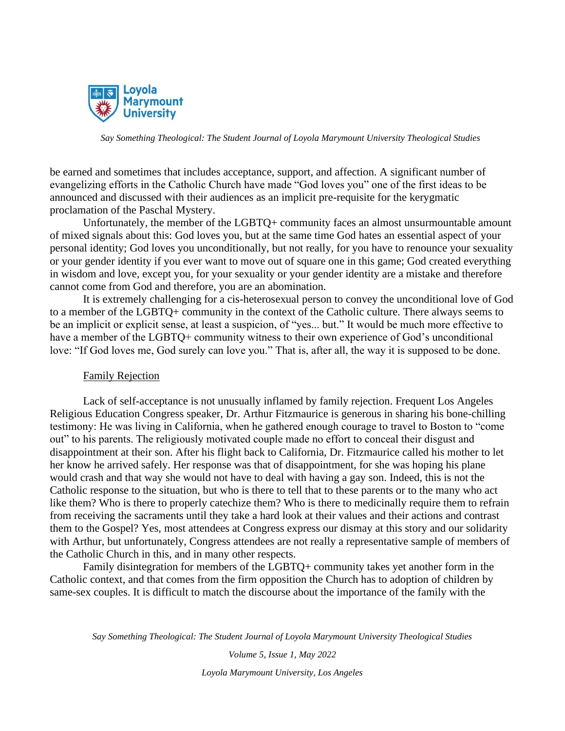be earned and sometimes that includes acceptance, support, and affection. A significant number of evangelizing efforts in the Catholic Church have made "God loves you" one of the first ideas to be announced and discussed with their audiences as an implicit pre-requisite for the kerygmatic proclamation of the Paschal Mystery.

Unfortunately, the member of the LGBTQ+ community faces an almost unsurmountable amount of mixed signals about this: God loves you, but at the same time God hates an essential aspect of your personal identity; God loves you unconditionally, but not really, for you have to renounce your sexuality or your gender identity if you ever want to move out of square one in this game; God created everything in wisdom and love, except you, for your sexuality or your gender identity are a mistake and therefore cannot come from God and therefore, you are an abomination.

It is extremely challenging for a cis-heterosexual person to convey the unconditional love of God to a member of the LGBTQ+ community in the context of the Catholic culture. There always seems to be an implicit or explicit sense, at least a suspicion, of "yes... but." It would be much more effective to have a member of the LGBTQ+ community witness to their own experience of God's unconditional love: "If God loves me, God surely can love you." That is, after all, the way it is supposed to be done.

<u>Family Rejection</u>

Lack of self-acceptance is not unusually inflamed by family rejection. Frequent Los Angeles Religious Education Congress speaker, Dr. Arthur Fitzmaurice is generous in sharing his bone-chilling testimony: He was living in California, when he gathered enough courage to travel to Boston to "come out" to his parents. The religiously motivated couple made no effort to conceal their disgust and disappointment at their son. After his flight back to California, Dr. Fitzmaurice called his mother to let her know he arrived safely. Her response was that of disappointment, for she was hoping his plane would crash and that way she would not have to deal with having a gay son. Indeed, this is not the Catholic response to the situation, but who is there to tell that to these parents or to the many who act like them? Who is there to properly catechize them? Who is there to medicinally require them to refrain from receiving the sacraments until they take a hard look at their values and their actions and contrast them to the Gospel? Yes, most attendees at Congress express our dismay at this story and our solidarity with Arthur, but unfortunately, Congress attendees are not really a representative sample of members of the Catholic Church in this, and in many other respects.

Family disintegration for members of the LGBTQ+ community takes yet another form in the Catholic context, and that comes from the firm opposition the Church has to adoption of children by same-sex couples. It is difficult to match the discourse about the importance of the family with the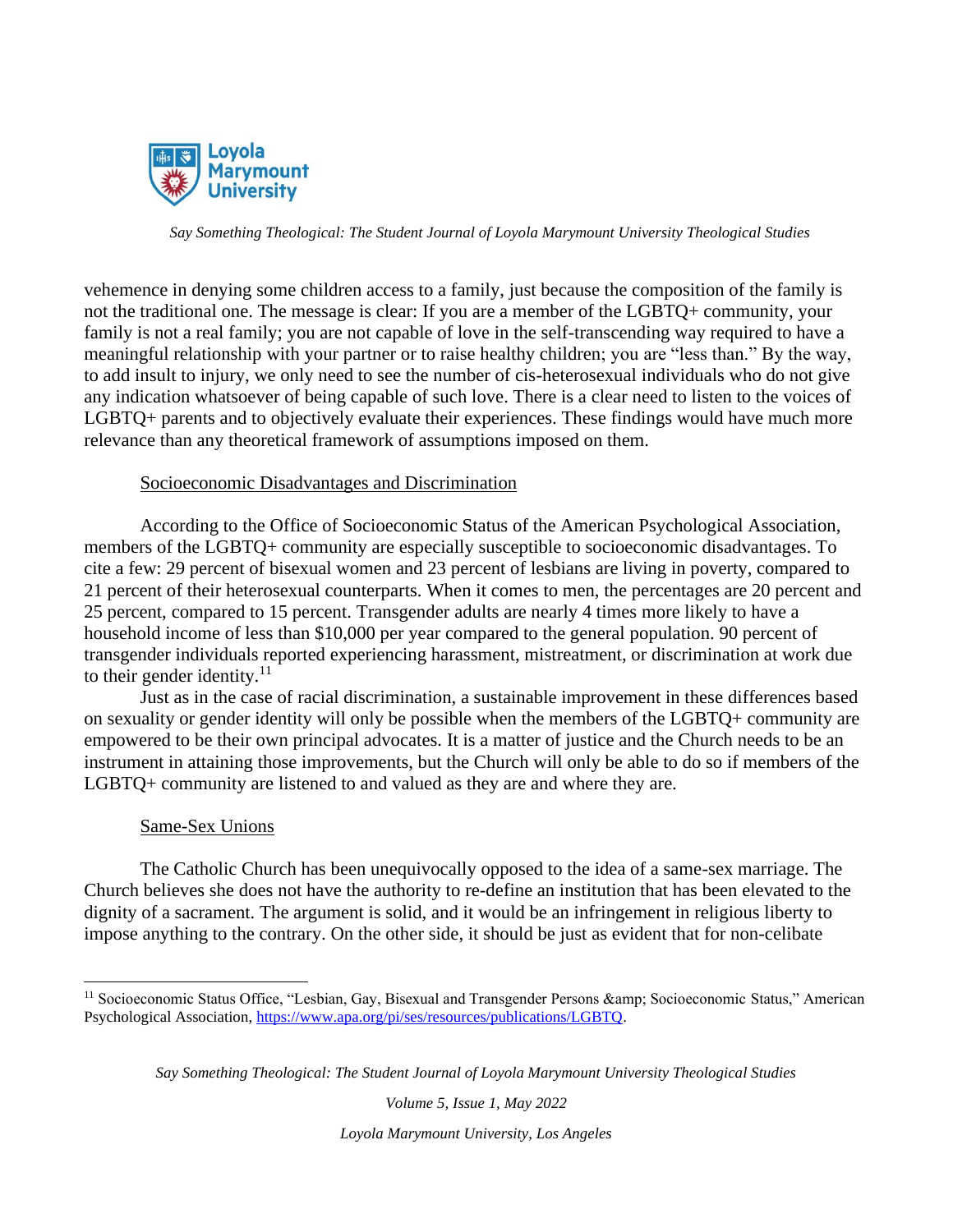vehemence in denying some children access to a family, just because the composition of the family is not the traditional one. The message is clear: If you are a member of the LGBTQ+ community, your family is not a real family; you are not capable of love in the self-transcending way required to have a meaningful relationship with your partner or to raise healthy children; you are "less than." By the way, to add insult to injury, we only need to see the number of cis-heterosexual individuals who do not give any indication whatsoever of being capable of such love. There is a clear need to listen to the voices of LGBTQ+ parents and to objectively evaluate their experiences. These findings would have much more relevance than any theoretical framework of assumptions imposed on them.

<u>Socioeconomic Disadvantages and Discrimination</u>

According to the Office of Socioeconomic Status of the American Psychological Association, members of the LGBTQ+ community are especially susceptible to socioeconomic disadvantages. To cite a few: 29 percent of bisexual women and 23 percent of lesbians are living in poverty, compared to 21 percent of their heterosexual counterparts. When it comes to men, the percentages are 20 percent and 25 percent, compared to 15 percent. Transgender adults are nearly 4 times more likely to have a household income of less than $10,000 per year compared to the general population. 90 percent of transgender individuals reported experiencing harassment, mistreatment, or discrimination at work due to their gender identity.[11]

Just as in the case of racial discrimination, a sustainable improvement in these differences based on sexuality or gender identity will only be possible when the members of the LGBTQ+ community are empowered to be their own principal advocates. It is a matter of justice and the Church needs to be an instrument in attaining those improvements, but the Church will only be able to do so if members of the LGBTQ+ community are listened to and valued as they are and where they are.

<u>Same-Sex Unions</u>

The Catholic Church has been unequivocally opposed to the idea of a same-sex marriage. The Church believes she does not have the authority to re-define an institution that has been elevated to the dignity of a sacrament. The argument is solid, and it would be an infringement in religious liberty to impose anything to the contrary. On the other side, it should be just as evident that for non-celibate

---

[11] Socioeconomic Status Office, "Lesbian, Gay, Bisexual and Transgender Persons &amp; Socioeconomic Status," American Psychological Association, https://www.apa.org/pi/ses/resources/publications/LGBTQ.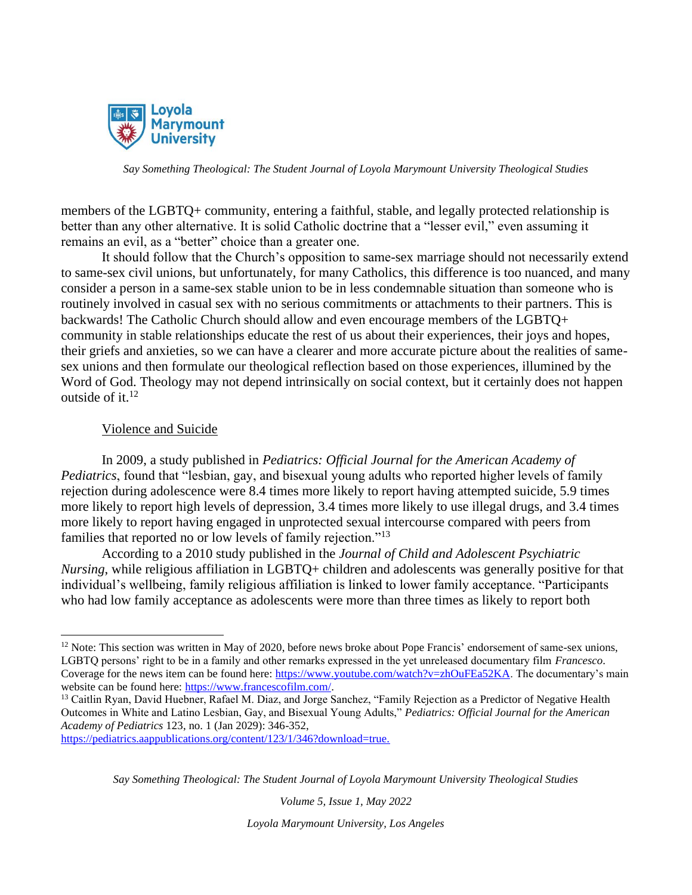members of the LGBTQ+ community, entering a faithful, stable, and legally protected relationship is better than any other alternative. It is solid Catholic doctrine that a "lesser evil," even assuming it remains an evil, as a "better" choice than a greater one.

It should follow that the Church's opposition to same-sex marriage should not necessarily extend to same-sex civil unions, but unfortunately, for many Catholics, this difference is too nuanced, and many consider a person in a same-sex stable union to be in less condemnable situation than someone who is routinely involved in casual sex with no serious commitments or attachments to their partners. This is backwards! The Catholic Church should allow and even encourage members of the LGBTQ+ community in stable relationships educate the rest of us about their experiences, their joys and hopes, their griefs and anxieties, so we can have a clearer and more accurate picture about the realities of same-sex unions and then formulate our theological reflection based on those experiences, illumined by the Word of God. Theology may not depend intrinsically on social context, but it certainly does not happen outside of it.[12]

## Violence and Suicide

In 2009, a study published in *Pediatrics: Official Journal for the American Academy of Pediatrics*, found that "lesbian, gay, and bisexual young adults who reported higher levels of family rejection during adolescence were 8.4 times more likely to report having attempted suicide, 5.9 times more likely to report high levels of depression, 3.4 times more likely to use illegal drugs, and 3.4 times more likely to report having engaged in unprotected sexual intercourse compared with peers from families that reported no or low levels of family rejection."[13]

According to a 2010 study published in the *Journal of Child and Adolescent Psychiatric Nursing*, while religious affiliation in LGBTQ+ children and adolescents was generally positive for that individual's wellbeing, family religious affiliation is linked to lower family acceptance. "Participants who had low family acceptance as adolescents were more than three times as likely to report both

---

[12] Note: This section was written in May of 2020, before news broke about Pope Francis' endorsement of same-sex unions, LGBTQ persons' right to be in a family and other remarks expressed in the yet unreleased documentary film *Francesco*. Coverage for the news item can be found here: https://www.youtube.com/watch?v=zhOuFEa52KA. The documentary's main website can be found here: https://www.francescofilm.com/.

[13] Caitlin Ryan, David Huebner, Rafael M. Diaz, and Jorge Sanchez, "Family Rejection as a Predictor of Negative Health Outcomes in White and Latino Lesbian, Gay, and Bisexual Young Adults," *Pediatrics: Official Journal for the American Academy of Pediatrics* 123, no. 1 (Jan 2029): 346-352, https://pediatrics.aappublications.org/content/123/1/346?download=true.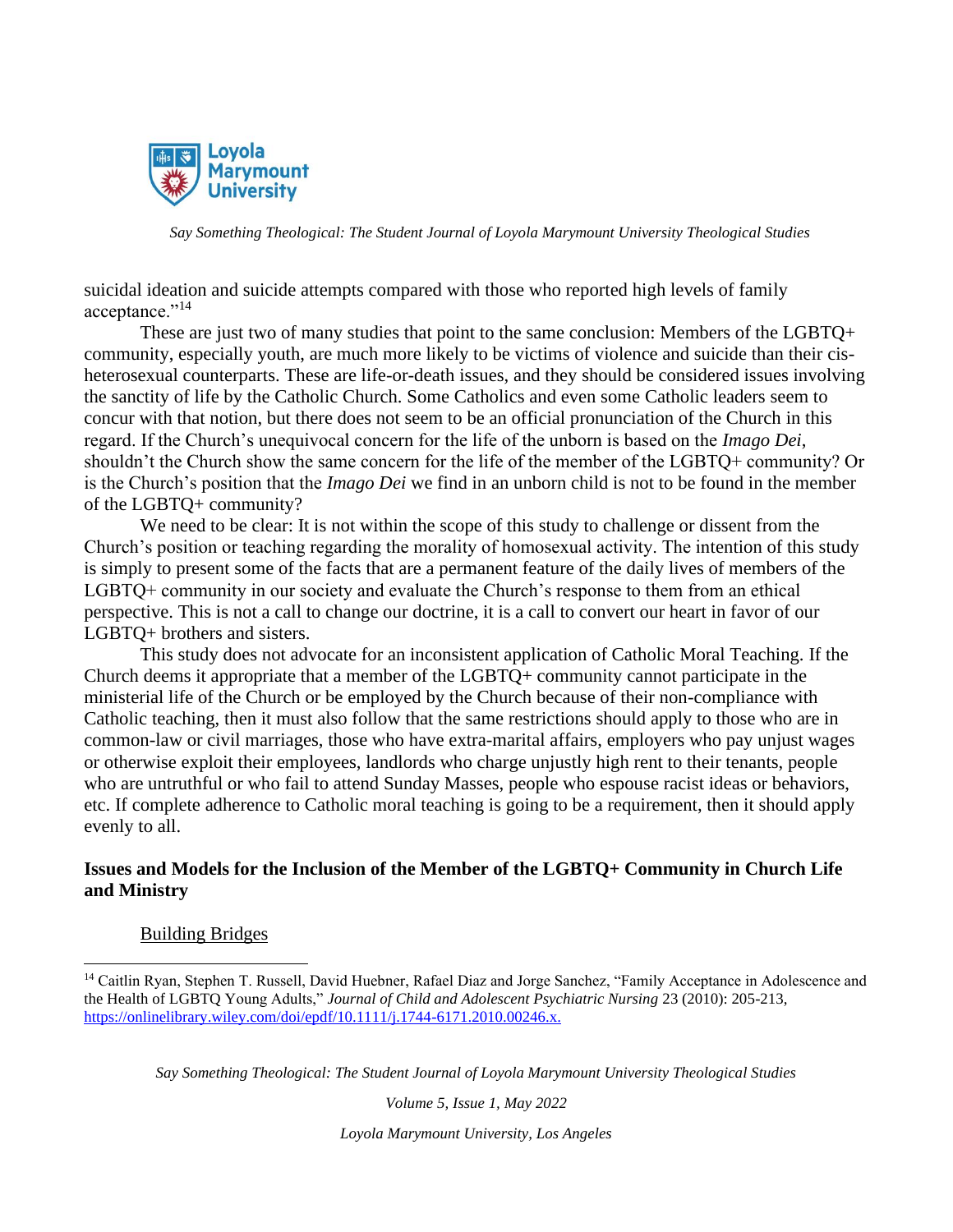suicidal ideation and suicide attempts compared with those who reported high levels of family acceptance."[14]

These are just two of many studies that point to the same conclusion: Members of the LGBTQ+ community, especially youth, are much more likely to be victims of violence and suicide than their cis-heterosexual counterparts. These are life-or-death issues, and they should be considered issues involving the sanctity of life by the Catholic Church. Some Catholics and even some Catholic leaders seem to concur with that notion, but there does not seem to be an official pronunciation of the Church in this regard. If the Church's unequivocal concern for the life of the unborn is based on the *Imago Dei*, shouldn't the Church show the same concern for the life of the member of the LGBTQ+ community? Or is the Church's position that the *Imago Dei* we find in an unborn child is not to be found in the member of the LGBTQ+ community?

We need to be clear: It is not within the scope of this study to challenge or dissent from the Church's position or teaching regarding the morality of homosexual activity. The intention of this study is simply to present some of the facts that are a permanent feature of the daily lives of members of the LGBTQ+ community in our society and evaluate the Church's response to them from an ethical perspective. This is not a call to change our doctrine, it is a call to convert our heart in favor of our LGBTQ+ brothers and sisters.

This study does not advocate for an inconsistent application of Catholic Moral Teaching. If the Church deems it appropriate that a member of the LGBTQ+ community cannot participate in the ministerial life of the Church or be employed by the Church because of their non-compliance with Catholic teaching, then it must also follow that the same restrictions should apply to those who are in common-law or civil marriages, those who have extra-marital affairs, employers who pay unjust wages or otherwise exploit their employees, landlords who charge unjustly high rent to their tenants, people who are untruthful or who fail to attend Sunday Masses, people who espouse racist ideas or behaviors, etc. If complete adherence to Catholic moral teaching is going to be a requirement, then it should apply evenly to all.

## Issues and Models for the Inclusion of the Member of the LGBTQ+ Community in Church Life and Ministry

### Building Bridges

[14] Caitlin Ryan, Stephen T. Russell, David Huebner, Rafael Diaz and Jorge Sanchez, "Family Acceptance in Adolescence and the Health of LGBTQ Young Adults," *Journal of Child and Adolescent Psychiatric Nursing* 23 (2010): 205-213, https://onlinelibrary.wiley.com/doi/epdf/10.1111/j.1744-6171.2010.00246.x.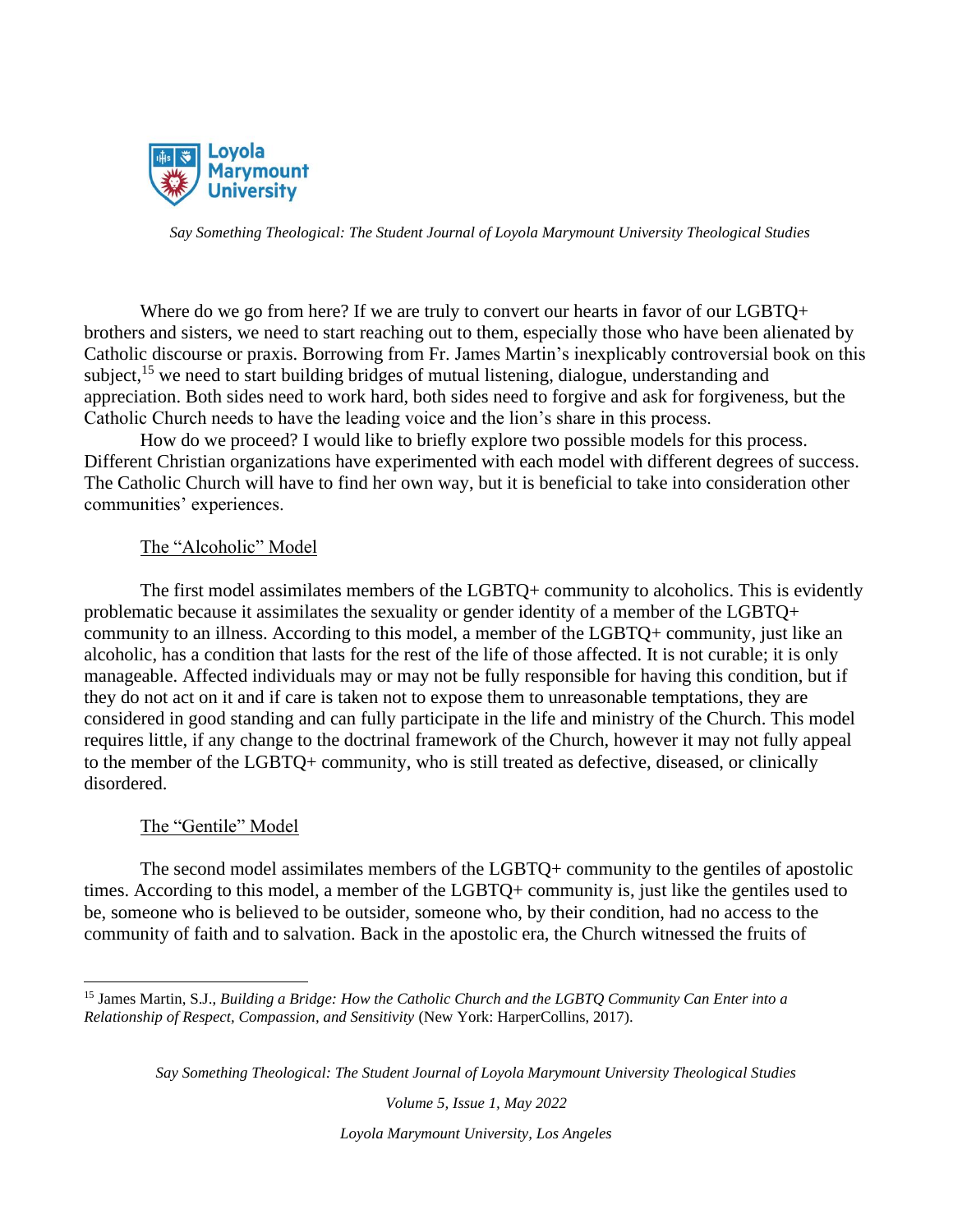Where do we go from here? If we are truly to convert our hearts in favor of our LGBTQ+ brothers and sisters, we need to start reaching out to them, especially those who have been alienated by Catholic discourse or praxis. Borrowing from Fr. James Martin's inexplicably controversial book on this subject,[15] we need to start building bridges of mutual listening, dialogue, understanding and appreciation. Both sides need to work hard, both sides need to forgive and ask for forgiveness, but the Catholic Church needs to have the leading voice and the lion's share in this process.

How do we proceed? I would like to briefly explore two possible models for this process. Different Christian organizations have experimented with each model with different degrees of success. The Catholic Church will have to find her own way, but it is beneficial to take into consideration other communities' experiences.

### The "Alcoholic" Model

The first model assimilates members of the LGBTQ+ community to alcoholics. This is evidently problematic because it assimilates the sexuality or gender identity of a member of the LGBTQ+ community to an illness. According to this model, a member of the LGBTQ+ community, just like an alcoholic, has a condition that lasts for the rest of the life of those affected. It is not curable; it is only manageable. Affected individuals may or may not be fully responsible for having this condition, but if they do not act on it and if care is taken not to expose them to unreasonable temptations, they are considered in good standing and can fully participate in the life and ministry of the Church. This model requires little, if any change to the doctrinal framework of the Church, however it may not fully appeal to the member of the LGBTQ+ community, who is still treated as defective, diseased, or clinically disordered.

### The "Gentile" Model

The second model assimilates members of the LGBTQ+ community to the gentiles of apostolic times. According to this model, a member of the LGBTQ+ community is, just like the gentiles used to be, someone who is believed to be outsider, someone who, by their condition, had no access to the community of faith and to salvation. Back in the apostolic era, the Church witnessed the fruits of

---

[15] James Martin, S.J., *Building a Bridge: How the Catholic Church and the LGBTQ Community Can Enter into a Relationship of Respect, Compassion, and Sensitivity* (New York: HarperCollins, 2017).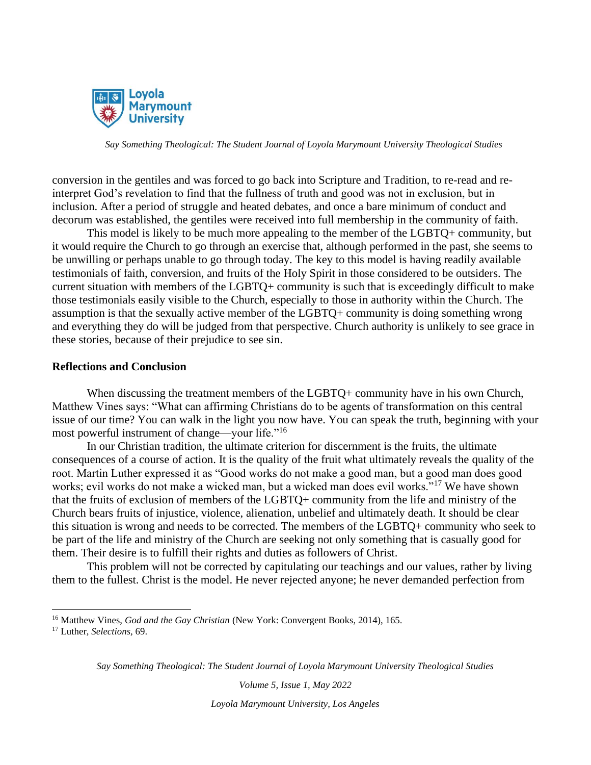conversion in the gentiles and was forced to go back into Scripture and Tradition, to re-read and re-interpret God's revelation to find that the fullness of truth and good was not in exclusion, but in inclusion. After a period of struggle and heated debates, and once a bare minimum of conduct and decorum was established, the gentiles were received into full membership in the community of faith.

This model is likely to be much more appealing to the member of the LGBTQ+ community, but it would require the Church to go through an exercise that, although performed in the past, she seems to be unwilling or perhaps unable to go through today. The key to this model is having readily available testimonials of faith, conversion, and fruits of the Holy Spirit in those considered to be outsiders. The current situation with members of the LGBTQ+ community is such that is exceedingly difficult to make those testimonials easily visible to the Church, especially to those in authority within the Church. The assumption is that the sexually active member of the LGBTQ+ community is doing something wrong and everything they do will be judged from that perspective. Church authority is unlikely to see grace in these stories, because of their prejudice to see sin.

## Reflections and Conclusion

When discussing the treatment members of the LGBTQ+ community have in his own Church, Matthew Vines says: "What can affirming Christians do to be agents of transformation on this central issue of our time? You can walk in the light you now have. You can speak the truth, beginning with your most powerful instrument of change—your life."[16]

In our Christian tradition, the ultimate criterion for discernment is the fruits, the ultimate consequences of a course of action. It is the quality of the fruit what ultimately reveals the quality of the root. Martin Luther expressed it as "Good works do not make a good man, but a good man does good works; evil works do not make a wicked man, but a wicked man does evil works."[17] We have shown that the fruits of exclusion of members of the LGBTQ+ community from the life and ministry of the Church bears fruits of injustice, violence, alienation, unbelief and ultimately death. It should be clear this situation is wrong and needs to be corrected. The members of the LGBTQ+ community who seek to be part of the life and ministry of the Church are seeking not only something that is casually good for them. Their desire is to fulfill their rights and duties as followers of Christ.

This problem will not be corrected by capitulating our teachings and our values, rather by living them to the fullest. Christ is the model. He never rejected anyone; he never demanded perfection from

---

[16] Matthew Vines, *God and the Gay Christian* (New York: Convergent Books, 2014), 165.

[17] Luther, *Selections*, 69.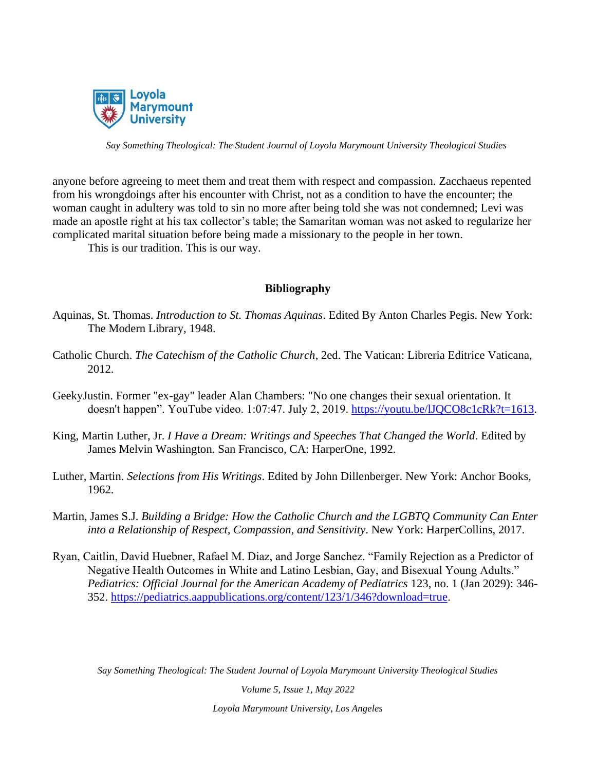anyone before agreeing to meet them and treat them with respect and compassion. Zacchaeus repented from his wrongdoings after his encounter with Christ, not as a condition to have the encounter; the woman caught in adultery was told to sin no more after being told she was not condemned; Levi was made an apostle right at his tax collector's table; the Samaritan woman was not asked to regularize her complicated marital situation before being made a missionary to the people in her town.

This is our tradition. This is our way.

## Bibliography

Aquinas, St. Thomas. *Introduction to St. Thomas Aquinas*. Edited By Anton Charles Pegis. New York: The Modern Library, 1948.

Catholic Church. *The Catechism of the Catholic Church*, 2ed. The Vatican: Libreria Editrice Vaticana, 2012.

GeekyJustin. Former "ex-gay" leader Alan Chambers: "No one changes their sexual orientation. It doesn't happen". YouTube video. 1:07:47. July 2, 2019. https://youtu.be/lJQCO8c1cRk?t=1613.

King, Martin Luther, Jr. *I Have a Dream: Writings and Speeches That Changed the World*. Edited by James Melvin Washington. San Francisco, CA: HarperOne, 1992.

Luther, Martin. *Selections from His Writings*. Edited by John Dillenberger. New York: Anchor Books, 1962.

Martin, James S.J. *Building a Bridge: How the Catholic Church and the LGBTQ Community Can Enter into a Relationship of Respect, Compassion, and Sensitivity*. New York: HarperCollins, 2017.

Ryan, Caitlin, David Huebner, Rafael M. Diaz, and Jorge Sanchez. "Family Rejection as a Predictor of Negative Health Outcomes in White and Latino Lesbian, Gay, and Bisexual Young Adults." *Pediatrics: Official Journal for the American Academy of Pediatrics* 123, no. 1 (Jan 2029): 346-352. https://pediatrics.aappublications.org/content/123/1/346?download=true.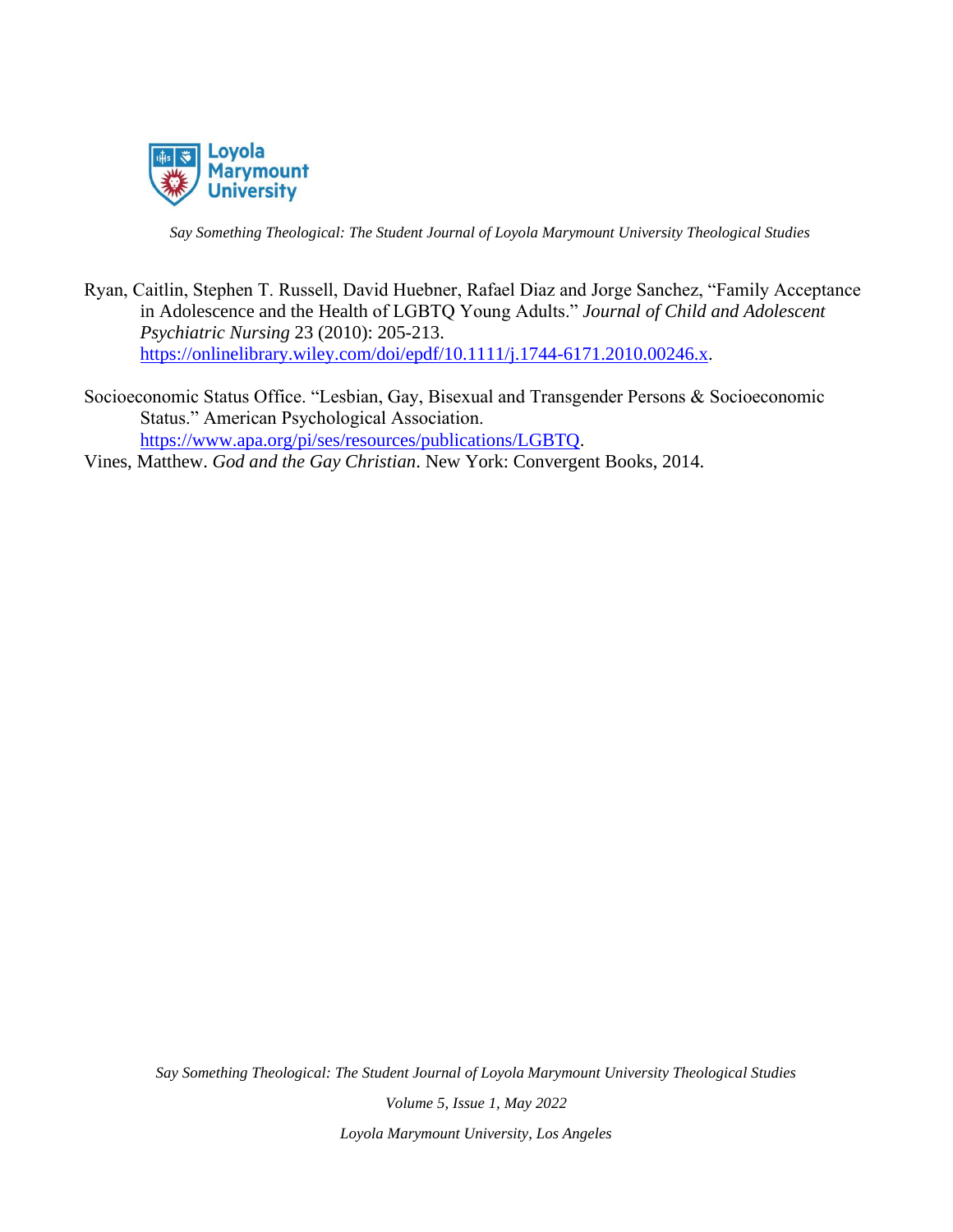Ryan, Caitlin, Stephen T. Russell, David Huebner, Rafael Diaz and Jorge Sanchez, "Family Acceptance in Adolescence and the Health of LGBTQ Young Adults." *Journal of Child and Adolescent Psychiatric Nursing* 23 (2010): 205-213. https://onlinelibrary.wiley.com/doi/epdf/10.1111/j.1744-6171.2010.00246.x.

Socioeconomic Status Office. "Lesbian, Gay, Bisexual and Transgender Persons & Socioeconomic Status." American Psychological Association. https://www.apa.org/pi/ses/resources/publications/LGBTQ.

Vines, Matthew. *God and the Gay Christian*. New York: Convergent Books, 2014.